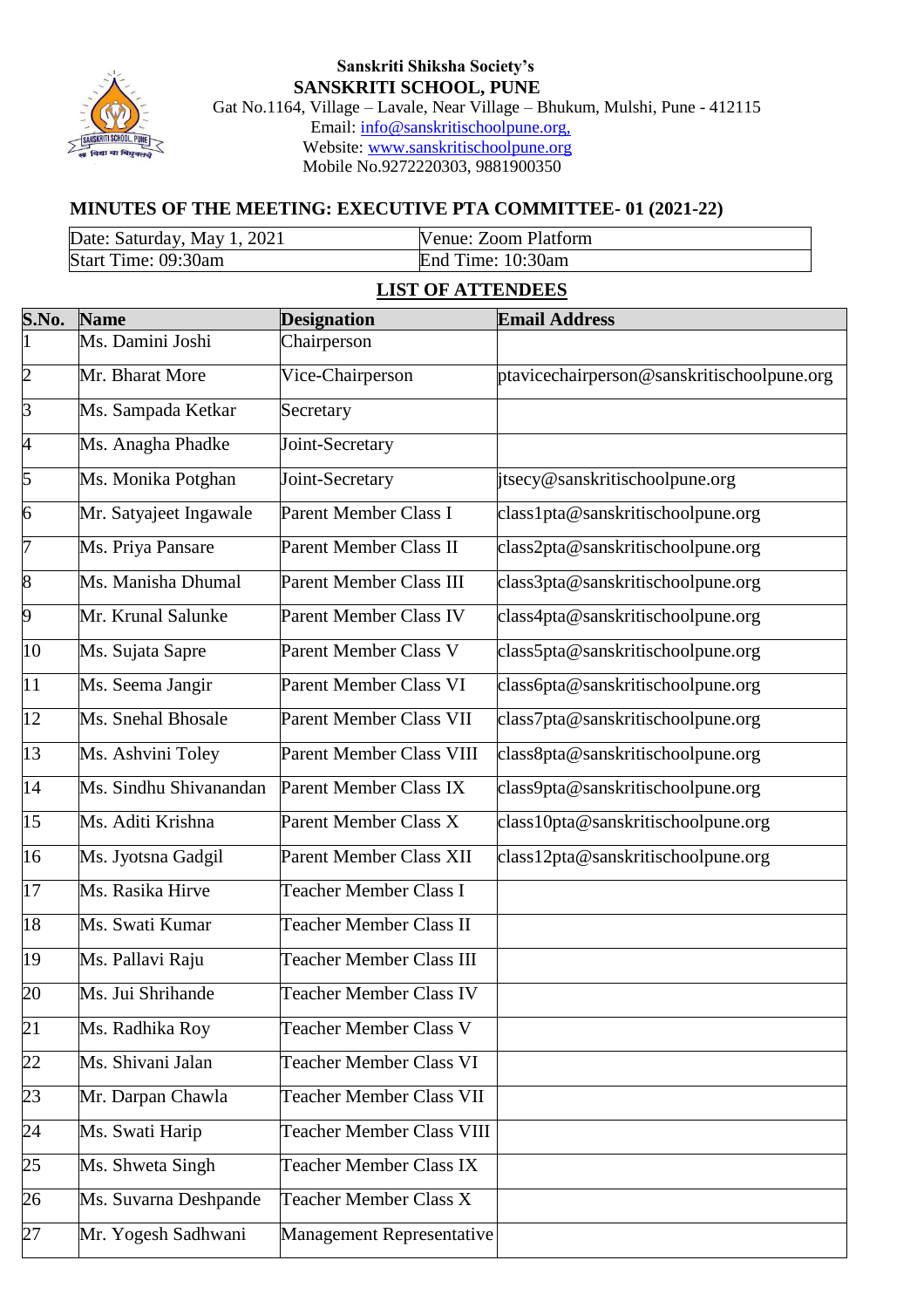**Sanskriti Shiksha Society's**
**SANSKRITI SCHOOL, PUNE**
Gat No.1164, Village – Lavale, Near Village – Bhukum, Mulshi, Pune - 412115
Email: info@sanskritischoolpune.org,
Website: www.sanskritischoolpune.org
Mobile No.9272220303, 9881900350

## MINUTES OF THE MEETING: EXECUTIVE PTA COMMITTEE- 01 (2021-22)

| Date: Saturday, May 1, 2021 | Venue: Zoom Platform |
|---|---|
| Start Time: 09:30am | End Time: 10:30am |

### LIST OF ATTENDEES

| S.No. | Name | Designation | Email Address |
|---|---|---|---|
| 1 | Ms. Damini Joshi | Chairperson | |
| 2 | Mr. Bharat More | Vice-Chairperson | ptavicechairperson@sanskritischoolpune.org |
| 3 | Ms. Sampada Ketkar | Secretary | |
| 4 | Ms. Anagha Phadke | Joint-Secretary | |
| 5 | Ms. Monika Potghan | Joint-Secretary | jtsecy@sanskritischoolpune.org |
| 6 | Mr. Satyajeet Ingawale | Parent Member Class I | class1pta@sanskritischoolpune.org |
| 7 | Ms. Priya Pansare | Parent Member Class II | class2pta@sanskritischoolpune.org |
| 8 | Ms. Manisha Dhumal | Parent Member Class III | class3pta@sanskritischoolpune.org |
| 9 | Mr. Krunal Salunke | Parent Member Class IV | class4pta@sanskritischoolpune.org |
| 10 | Ms. Sujata Sapre | Parent Member Class V | class5pta@sanskritischoolpune.org |
| 11 | Ms. Seema Jangir | Parent Member Class VI | class6pta@sanskritischoolpune.org |
| 12 | Ms. Snehal Bhosale | Parent Member Class VII | class7pta@sanskritischoolpune.org |
| 13 | Ms. Ashvini Toley | Parent Member Class VIII | class8pta@sanskritischoolpune.org |
| 14 | Ms. Sindhu Shivanandan | Parent Member Class IX | class9pta@sanskritischoolpune.org |
| 15 | Ms. Aditi Krishna | Parent Member Class X | class10pta@sanskritischoolpune.org |
| 16 | Ms. Jyotsna Gadgil | Parent Member Class XII | class12pta@sanskritischoolpune.org |
| 17 | Ms. Rasika Hirve | Teacher Member Class I | |
| 18 | Ms. Swati Kumar | Teacher Member Class II | |
| 19 | Ms. Pallavi Raju | Teacher Member Class III | |
| 20 | Ms. Jui Shrihande | Teacher Member Class IV | |
| 21 | Ms. Radhika Roy | Teacher Member Class V | |
| 22 | Ms. Shivani Jalan | Teacher Member Class VI | |
| 23 | Mr. Darpan Chawla | Teacher Member Class VII | |
| 24 | Ms. Swati Harip | Teacher Member Class VIII | |
| 25 | Ms. Shweta Singh | Teacher Member Class IX | |
| 26 | Ms. Suvarna Deshpande | Teacher Member Class X | |
| 27 | Mr. Yogesh Sadhwani | Management Representative | |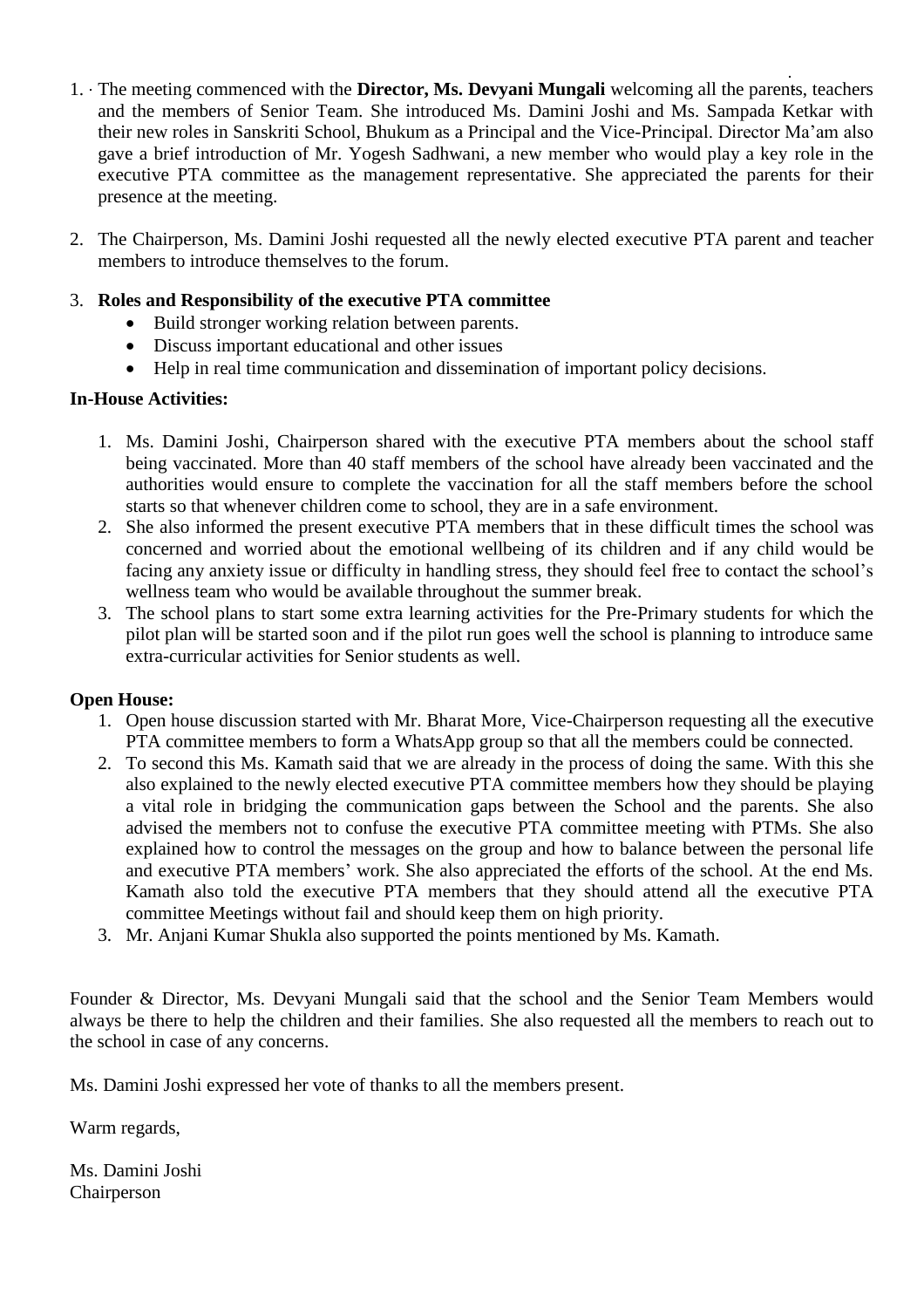1. The meeting commenced with the **Director, Ms. Devyani Mungali** welcoming all the parents, teachers and the members of Senior Team. She introduced Ms. Damini Joshi and Ms. Sampada Ketkar with their new roles in Sanskriti School, Bhukum as a Principal and the Vice-Principal. Director Ma'am also gave a brief introduction of Mr. Yogesh Sadhwani, a new member who would play a key role in the executive PTA committee as the management representative. She appreciated the parents for their presence at the meeting.

2. The Chairperson, Ms. Damini Joshi requested all the newly elected executive PTA parent and teacher members to introduce themselves to the forum.

3. **Roles and Responsibility of the executive PTA committee**
   - Build stronger working relation between parents.
   - Discuss important educational and other issues
   - Help in real time communication and dissemination of important policy decisions.

**In-House Activities:**

1. Ms. Damini Joshi, Chairperson shared with the executive PTA members about the school staff being vaccinated. More than 40 staff members of the school have already been vaccinated and the authorities would ensure to complete the vaccination for all the staff members before the school starts so that whenever children come to school, they are in a safe environment.
2. She also informed the present executive PTA members that in these difficult times the school was concerned and worried about the emotional wellbeing of its children and if any child would be facing any anxiety issue or difficulty in handling stress, they should feel free to contact the school's wellness team who would be available throughout the summer break.
3. The school plans to start some extra learning activities for the Pre-Primary students for which the pilot plan will be started soon and if the pilot run goes well the school is planning to introduce same extra-curricular activities for Senior students as well.

**Open House:**

1. Open house discussion started with Mr. Bharat More, Vice-Chairperson requesting all the executive PTA committee members to form a WhatsApp group so that all the members could be connected.
2. To second this Ms. Kamath said that we are already in the process of doing the same. With this she also explained to the newly elected executive PTA committee members how they should be playing a vital role in bridging the communication gaps between the School and the parents. She also advised the members not to confuse the executive PTA committee meeting with PTMs. She also explained how to control the messages on the group and how to balance between the personal life and executive PTA members' work. She also appreciated the efforts of the school. At the end Ms. Kamath also told the executive PTA members that they should attend all the executive PTA committee Meetings without fail and should keep them on high priority.
3. Mr. Anjani Kumar Shukla also supported the points mentioned by Ms. Kamath.

Founder & Director, Ms. Devyani Mungali said that the school and the Senior Team Members would always be there to help the children and their families. She also requested all the members to reach out to the school in case of any concerns.

Ms. Damini Joshi expressed her vote of thanks to all the members present.

Warm regards,

Ms. Damini Joshi
Chairperson